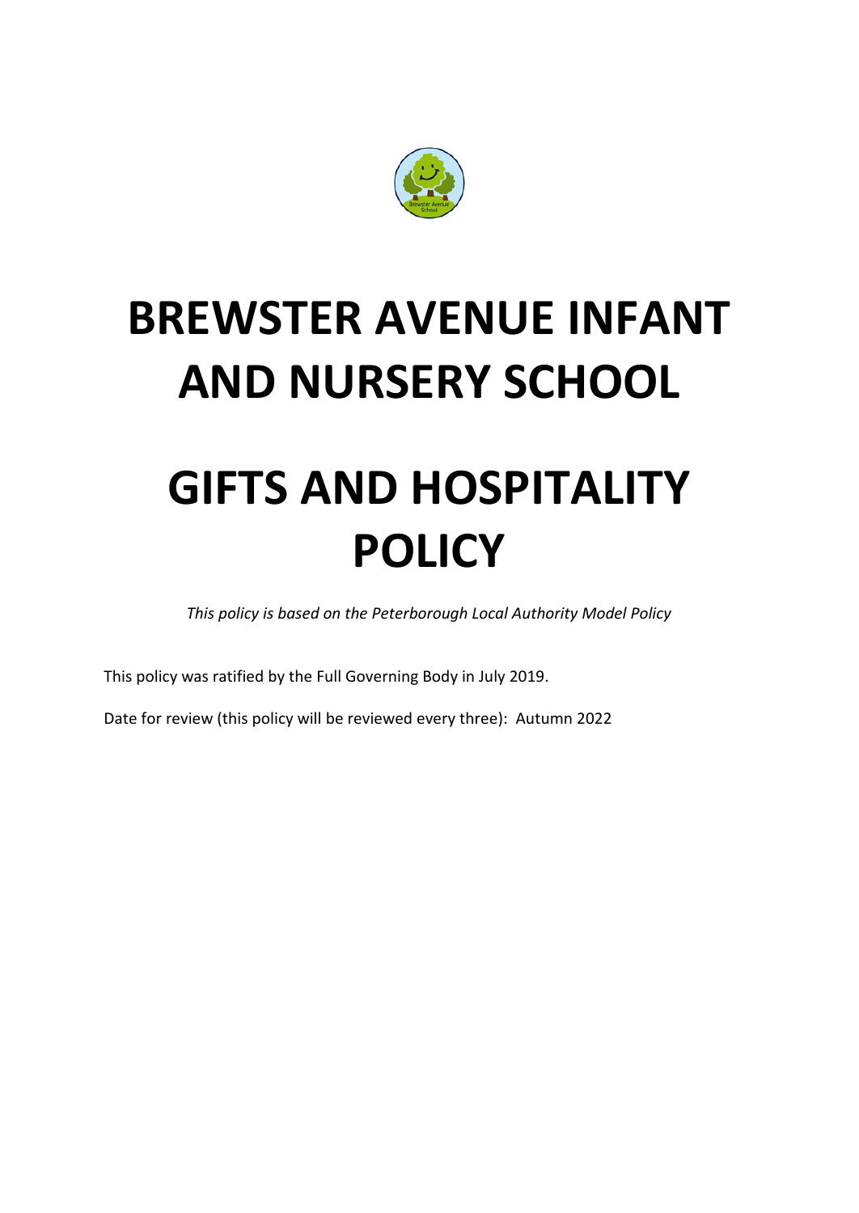# BREWSTER AVENUE INFANT AND NURSERY SCHOOL

# GIFTS AND HOSPITALITY POLICY

*This policy is based on the Peterborough Local Authority Model Policy*

This policy was ratified by the Full Governing Body in July 2019.

Date for review (this policy will be reviewed every three): Autumn 2022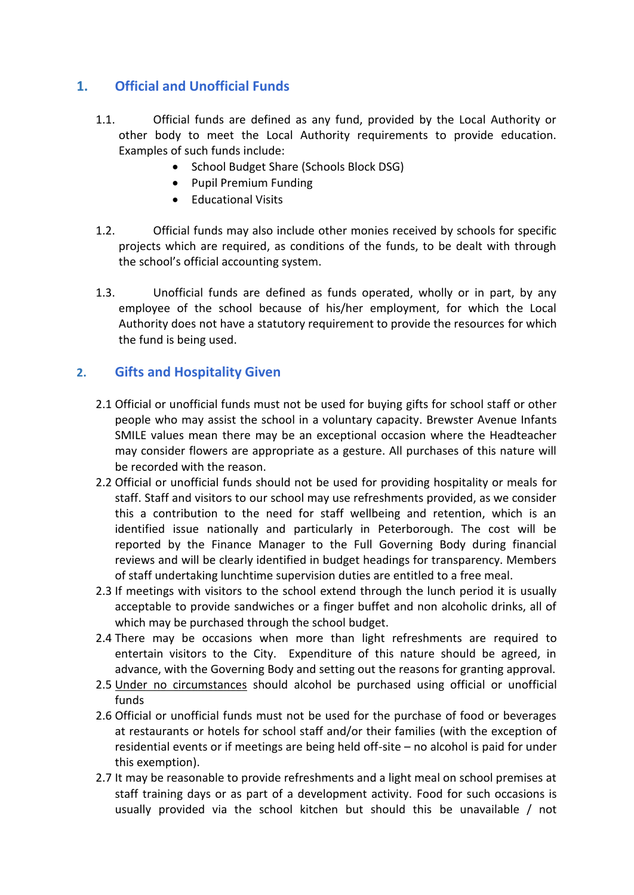## 1. Official and Unofficial Funds

1.1. Official funds are defined as any fund, provided by the Local Authority or other body to meet the Local Authority requirements to provide education. Examples of such funds include:

- School Budget Share (Schools Block DSG)
- Pupil Premium Funding
- Educational Visits

1.2. Official funds may also include other monies received by schools for specific projects which are required, as conditions of the funds, to be dealt with through the school's official accounting system.

1.3. Unofficial funds are defined as funds operated, wholly or in part, by any employee of the school because of his/her employment, for which the Local Authority does not have a statutory requirement to provide the resources for which the fund is being used.

## 2. Gifts and Hospitality Given

2.1 Official or unofficial funds must not be used for buying gifts for school staff or other people who may assist the school in a voluntary capacity. Brewster Avenue Infants SMILE values mean there may be an exceptional occasion where the Headteacher may consider flowers are appropriate as a gesture. All purchases of this nature will be recorded with the reason.

2.2 Official or unofficial funds should not be used for providing hospitality or meals for staff. Staff and visitors to our school may use refreshments provided, as we consider this a contribution to the need for staff wellbeing and retention, which is an identified issue nationally and particularly in Peterborough. The cost will be reported by the Finance Manager to the Full Governing Body during financial reviews and will be clearly identified in budget headings for transparency. Members of staff undertaking lunchtime supervision duties are entitled to a free meal.

2.3 If meetings with visitors to the school extend through the lunch period it is usually acceptable to provide sandwiches or a finger buffet and non alcoholic drinks, all of which may be purchased through the school budget.

2.4 There may be occasions when more than light refreshments are required to entertain visitors to the City. Expenditure of this nature should be agreed, in advance, with the Governing Body and setting out the reasons for granting approval.

2.5 <u>Under no circumstances</u> should alcohol be purchased using official or unofficial funds

2.6 Official or unofficial funds must not be used for the purchase of food or beverages at restaurants or hotels for school staff and/or their families (with the exception of residential events or if meetings are being held off-site – no alcohol is paid for under this exemption).

2.7 It may be reasonable to provide refreshments and a light meal on school premises at staff training days or as part of a development activity. Food for such occasions is usually provided via the school kitchen but should this be unavailable / not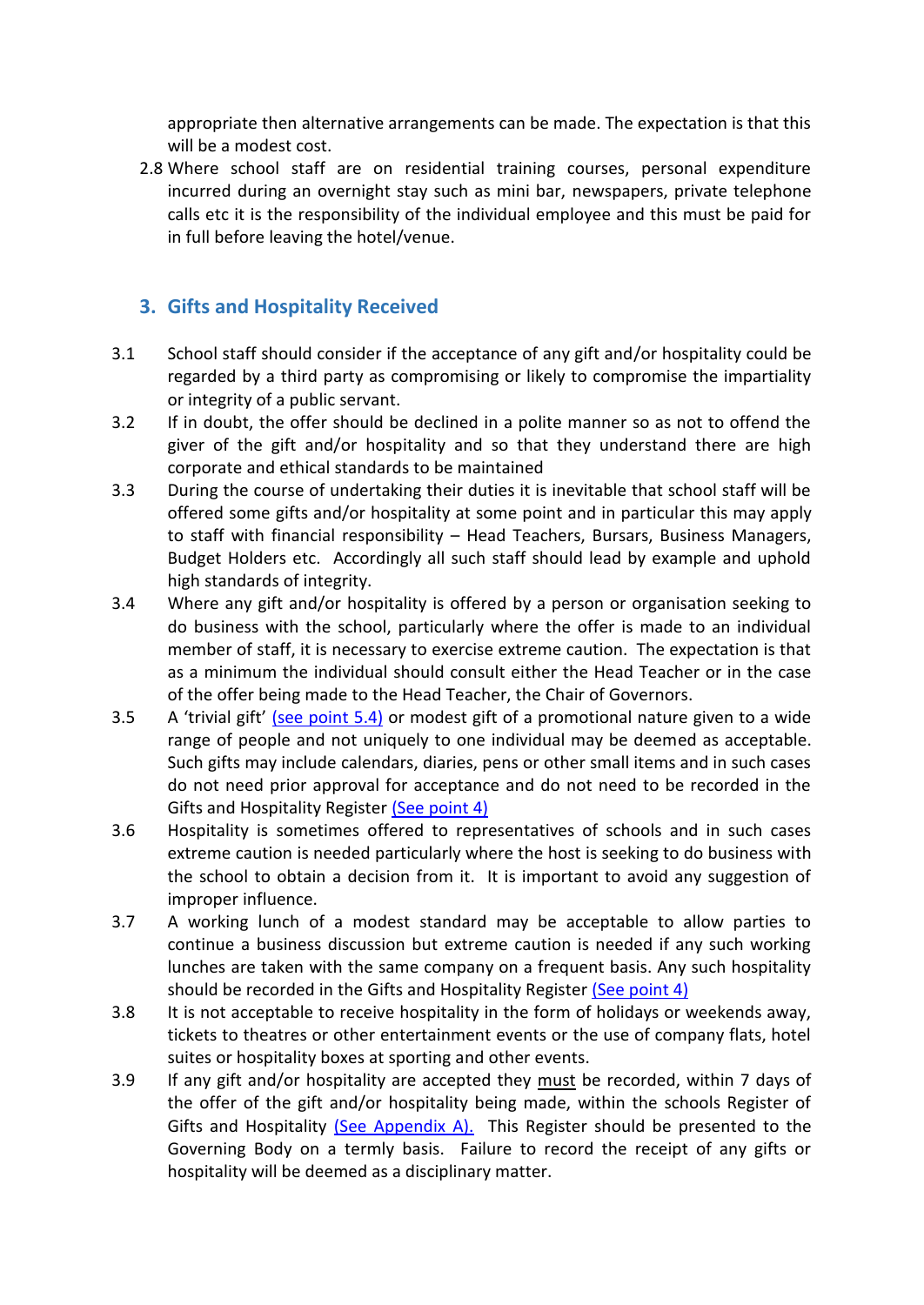appropriate then alternative arrangements can be made. The expectation is that this will be a modest cost.

2.8 Where school staff are on residential training courses, personal expenditure incurred during an overnight stay such as mini bar, newspapers, private telephone calls etc it is the responsibility of the individual employee and this must be paid for in full before leaving the hotel/venue.

## 3. Gifts and Hospitality Received

3.1 School staff should consider if the acceptance of any gift and/or hospitality could be regarded by a third party as compromising or likely to compromise the impartiality or integrity of a public servant.

3.2 If in doubt, the offer should be declined in a polite manner so as not to offend the giver of the gift and/or hospitality and so that they understand there are high corporate and ethical standards to be maintained

3.3 During the course of undertaking their duties it is inevitable that school staff will be offered some gifts and/or hospitality at some point and in particular this may apply to staff with financial responsibility – Head Teachers, Bursars, Business Managers, Budget Holders etc. Accordingly all such staff should lead by example and uphold high standards of integrity.

3.4 Where any gift and/or hospitality is offered by a person or organisation seeking to do business with the school, particularly where the offer is made to an individual member of staff, it is necessary to exercise extreme caution. The expectation is that as a minimum the individual should consult either the Head Teacher or in the case of the offer being made to the Head Teacher, the Chair of Governors.

3.5 A 'trivial gift' (see point 5.4) or modest gift of a promotional nature given to a wide range of people and not uniquely to one individual may be deemed as acceptable. Such gifts may include calendars, diaries, pens or other small items and in such cases do not need prior approval for acceptance and do not need to be recorded in the Gifts and Hospitality Register (See point 4)

3.6 Hospitality is sometimes offered to representatives of schools and in such cases extreme caution is needed particularly where the host is seeking to do business with the school to obtain a decision from it. It is important to avoid any suggestion of improper influence.

3.7 A working lunch of a modest standard may be acceptable to allow parties to continue a business discussion but extreme caution is needed if any such working lunches are taken with the same company on a frequent basis. Any such hospitality should be recorded in the Gifts and Hospitality Register (See point 4)

3.8 It is not acceptable to receive hospitality in the form of holidays or weekends away, tickets to theatres or other entertainment events or the use of company flats, hotel suites or hospitality boxes at sporting and other events.

3.9 If any gift and/or hospitality are accepted they <u>must</u> be recorded, within 7 days of the offer of the gift and/or hospitality being made, within the schools Register of Gifts and Hospitality (See Appendix A). This Register should be presented to the Governing Body on a termly basis. Failure to record the receipt of any gifts or hospitality will be deemed as a disciplinary matter.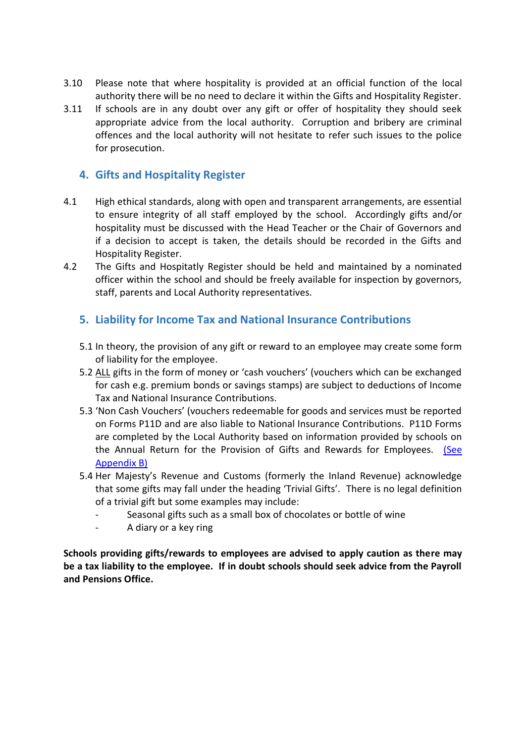3.10 Please note that where hospitality is provided at an official function of the local authority there will be no need to declare it within the Gifts and Hospitality Register.

3.11 If schools are in any doubt over any gift or offer of hospitality they should seek appropriate advice from the local authority. Corruption and bribery are criminal offences and the local authority will not hesitate to refer such issues to the police for prosecution.

## 4. Gifts and Hospitality Register

4.1 High ethical standards, along with open and transparent arrangements, are essential to ensure integrity of all staff employed by the school. Accordingly gifts and/or hospitality must be discussed with the Head Teacher or the Chair of Governors and if a decision to accept is taken, the details should be recorded in the Gifts and Hospitality Register.

4.2 The Gifts and Hospitatly Register should be held and maintained by a nominated officer within the school and should be freely available for inspection by governors, staff, parents and Local Authority representatives.

## 5. Liability for Income Tax and National Insurance Contributions

5.1 In theory, the provision of any gift or reward to an employee may create some form of liability for the employee.

5.2 ALL gifts in the form of money or 'cash vouchers' (vouchers which can be exchanged for cash e.g. premium bonds or savings stamps) are subject to deductions of Income Tax and National Insurance Contributions.

5.3 'Non Cash Vouchers' (vouchers redeemable for goods and services must be reported on Forms P11D and are also liable to National Insurance Contributions. P11D Forms are completed by the Local Authority based on information provided by schools on the Annual Return for the Provision of Gifts and Rewards for Employees. (See Appendix B)

5.4 Her Majesty's Revenue and Customs (formerly the Inland Revenue) acknowledge that some gifts may fall under the heading 'Trivial Gifts'. There is no legal definition of a trivial gift but some examples may include:

- Seasonal gifts such as a small box of chocolates or bottle of wine
- A diary or a key ring

**Schools providing gifts/rewards to employees are advised to apply caution as there may be a tax liability to the employee. If in doubt schools should seek advice from the Payroll and Pensions Office.**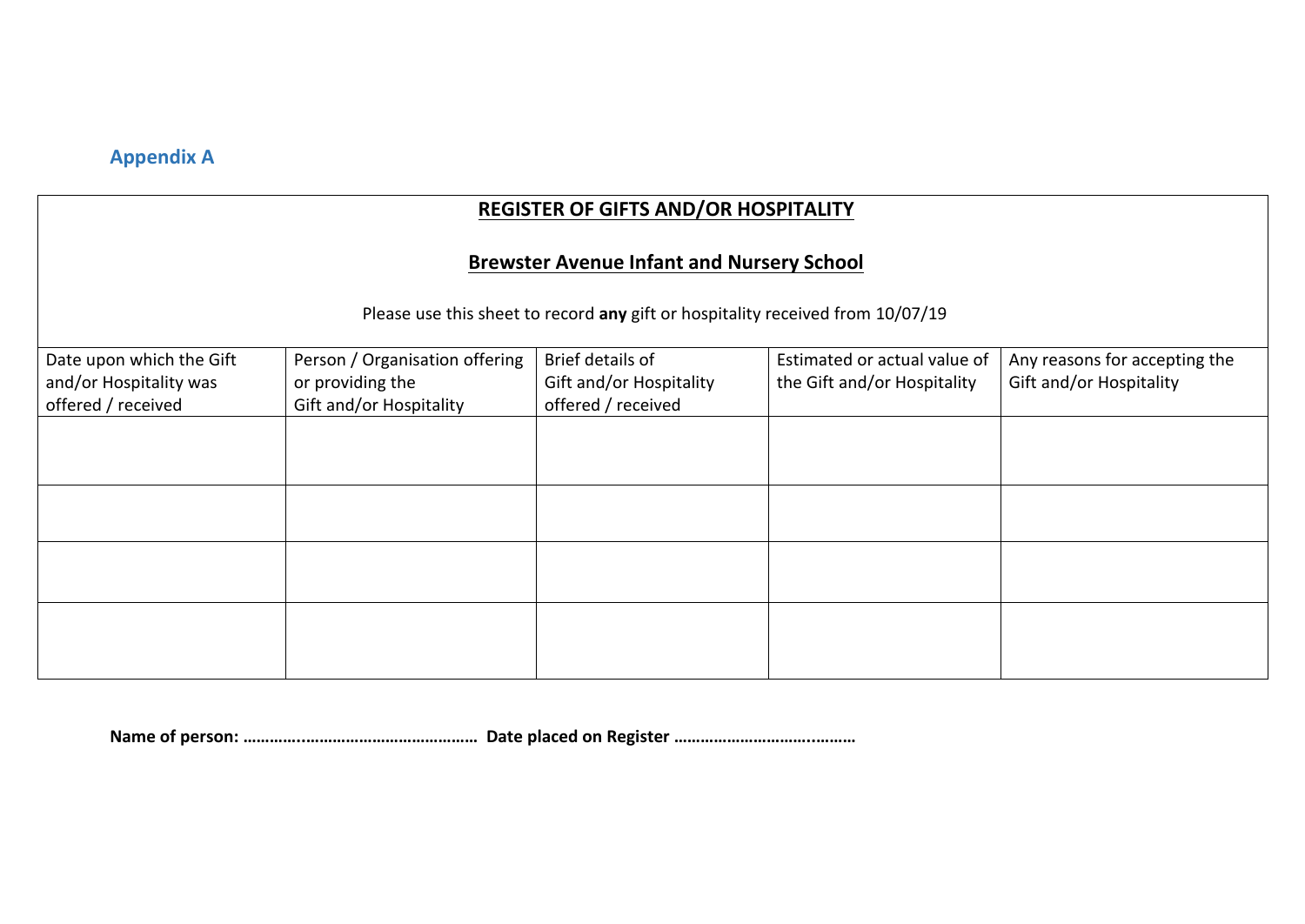## Appendix A

**REGISTER OF GIFTS AND/OR HOSPITALITY**

**Brewster Avenue Infant and Nursery School**

Please use this sheet to record **any** gift or hospitality received from 10/07/19

| Date upon which the Gift and/or Hospitality was offered / received | Person / Organisation offering or providing the Gift and/or Hospitality | Brief details of Gift and/or Hospitality offered / received | Estimated or actual value of the Gift and/or Hospitality | Any reasons for accepting the Gift and/or Hospitality |
|---|---|---|---|---|
| | | | | |
| | | | | |
| | | | | |
| | | | | |

**Name of person: ……………..………………………………… Date placed on Register ………………………………..………**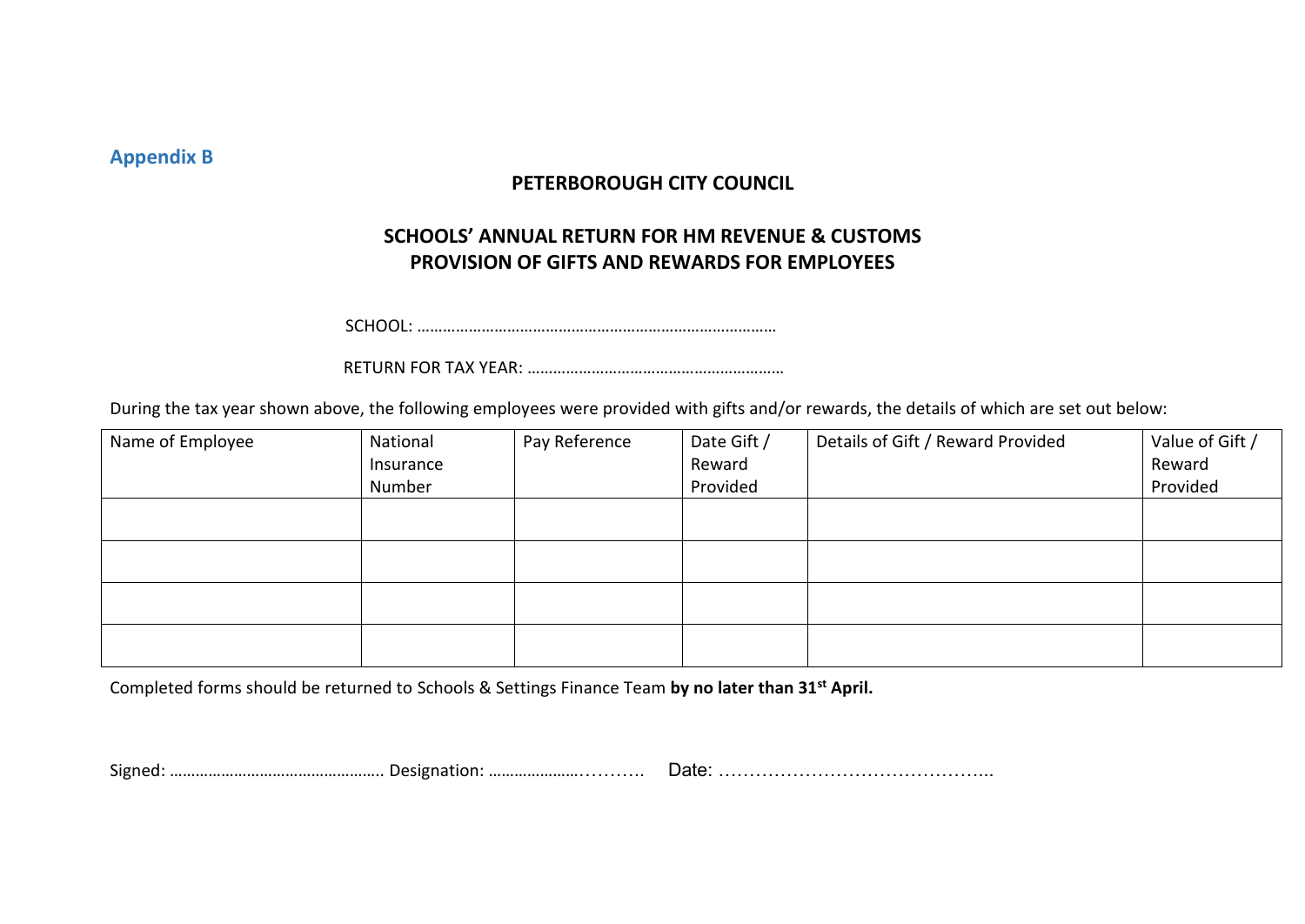## Appendix B

**PETERBOROUGH CITY COUNCIL**

**SCHOOLS' ANNUAL RETURN FOR HM REVENUE & CUSTOMS**
**PROVISION OF GIFTS AND REWARDS FOR EMPLOYEES**

SCHOOL: ……………………………………………………………………………

RETURN FOR TAX YEAR: …………………………………………………

During the tax year shown above, the following employees were provided with gifts and/or rewards, the details of which are set out below:

| Name of Employee | National Insurance Number | Pay Reference | Date Gift / Reward Provided | Details of Gift / Reward Provided | Value of Gift / Reward Provided |
|---|---|---|---|---|---|
| | | | | | |
| | | | | | |
| | | | | | |
| | | | | | |

Completed forms should be returned to Schools & Settings Finance Team **by no later than 31st April.**

Signed: ………………………………………….. Designation: …………………………. Date: ……………………………………...